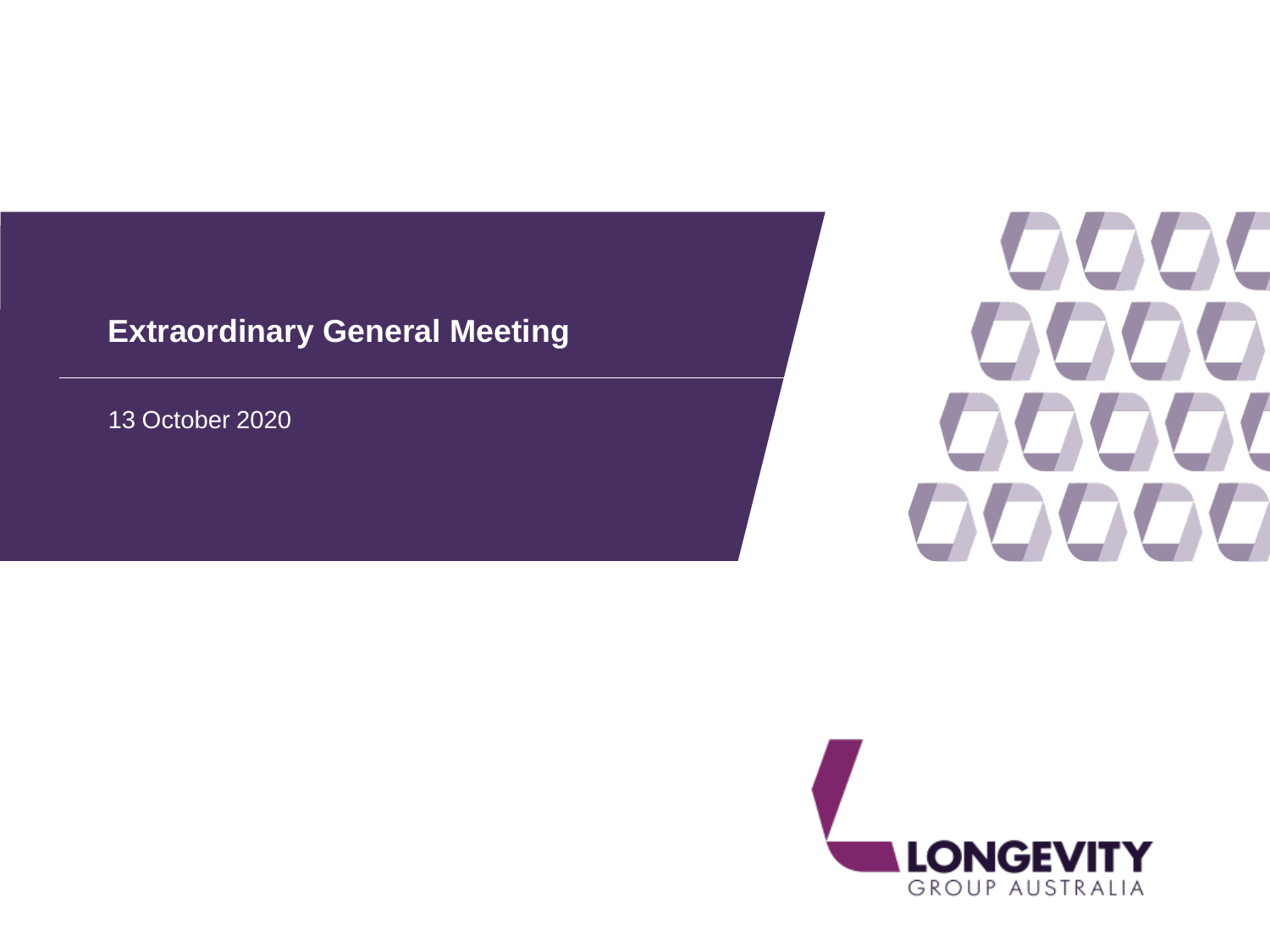# Extraordinary General Meeting

13 October 2020

LONGEVITY
GROUP AUSTRALIA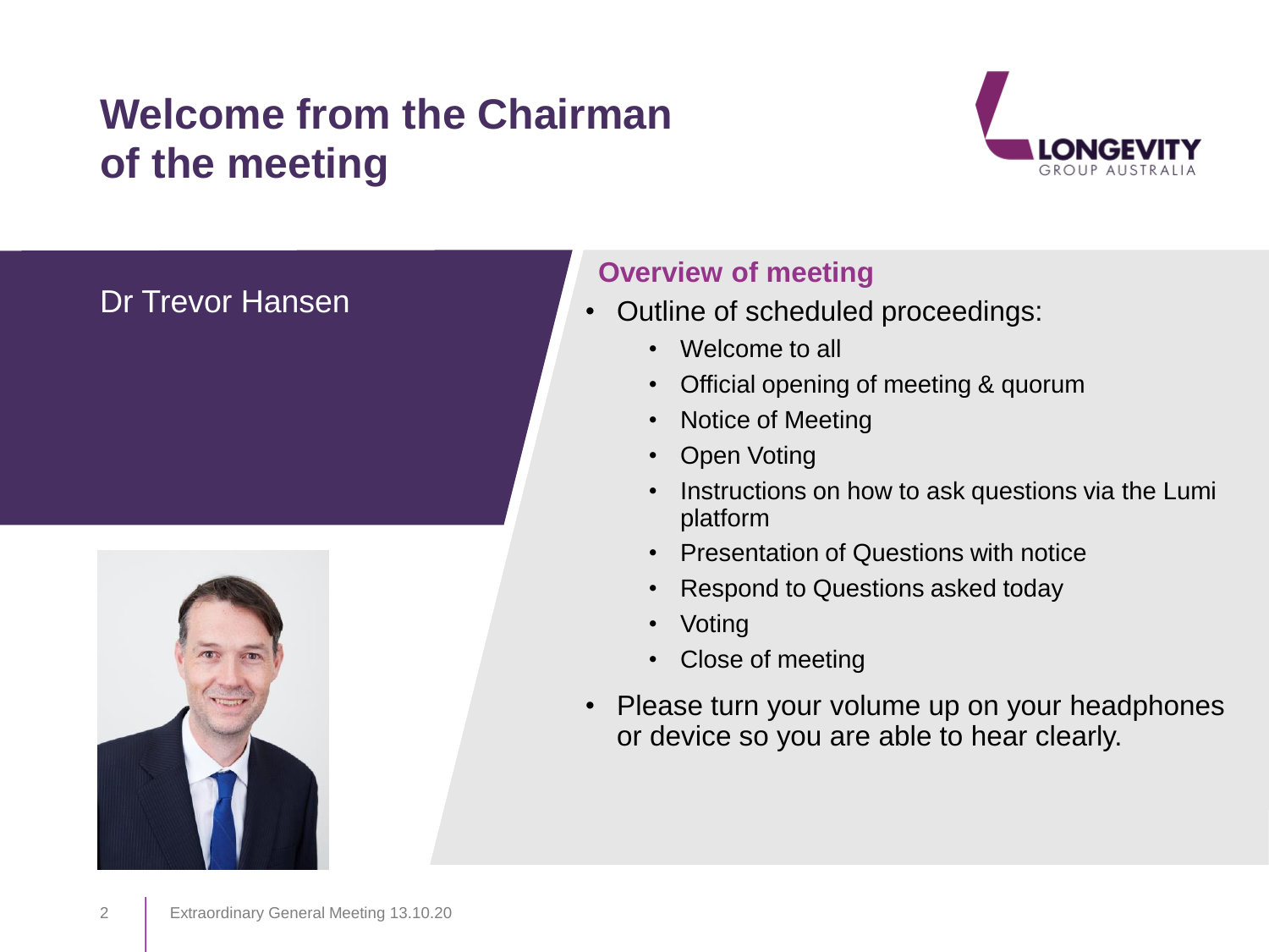# Welcome from the Chairman of the meeting

Dr Trevor Hansen

## Overview of meeting

- Outline of scheduled proceedings:
  - Welcome to all
  - Official opening of meeting & quorum
  - Notice of Meeting
  - Open Voting
  - Instructions on how to ask questions via the Lumi platform
  - Presentation of Questions with notice
  - Respond to Questions asked today
  - Voting
  - Close of meeting
- Please turn your volume up on your headphones or device so you are able to hear clearly.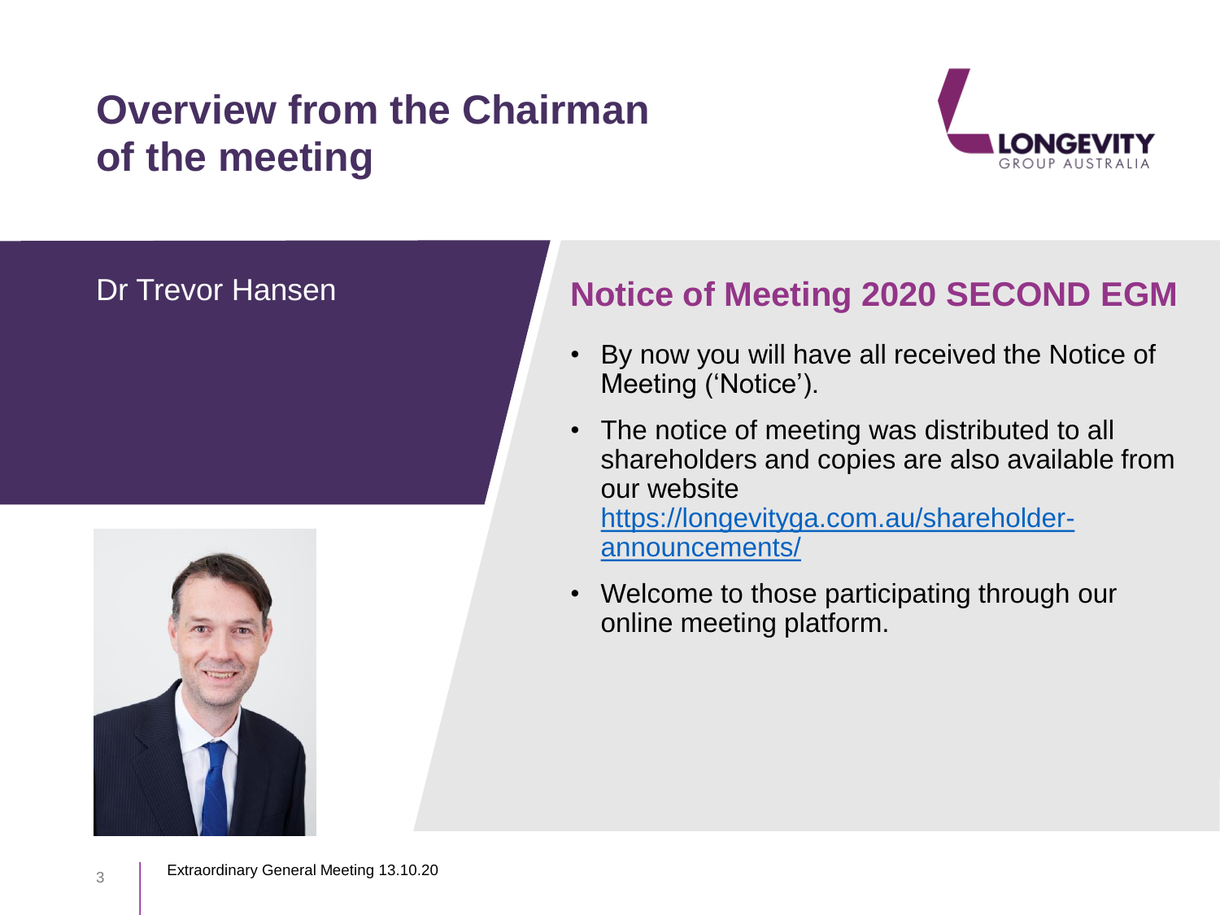# Overview from the Chairman of the meeting

Dr Trevor Hansen

## Notice of Meeting 2020 SECOND EGM

- By now you will have all received the Notice of Meeting ('Notice').
- The notice of meeting was distributed to all shareholders and copies are also available from our website https://longevityga.com.au/shareholder-announcements/
- Welcome to those participating through our online meeting platform.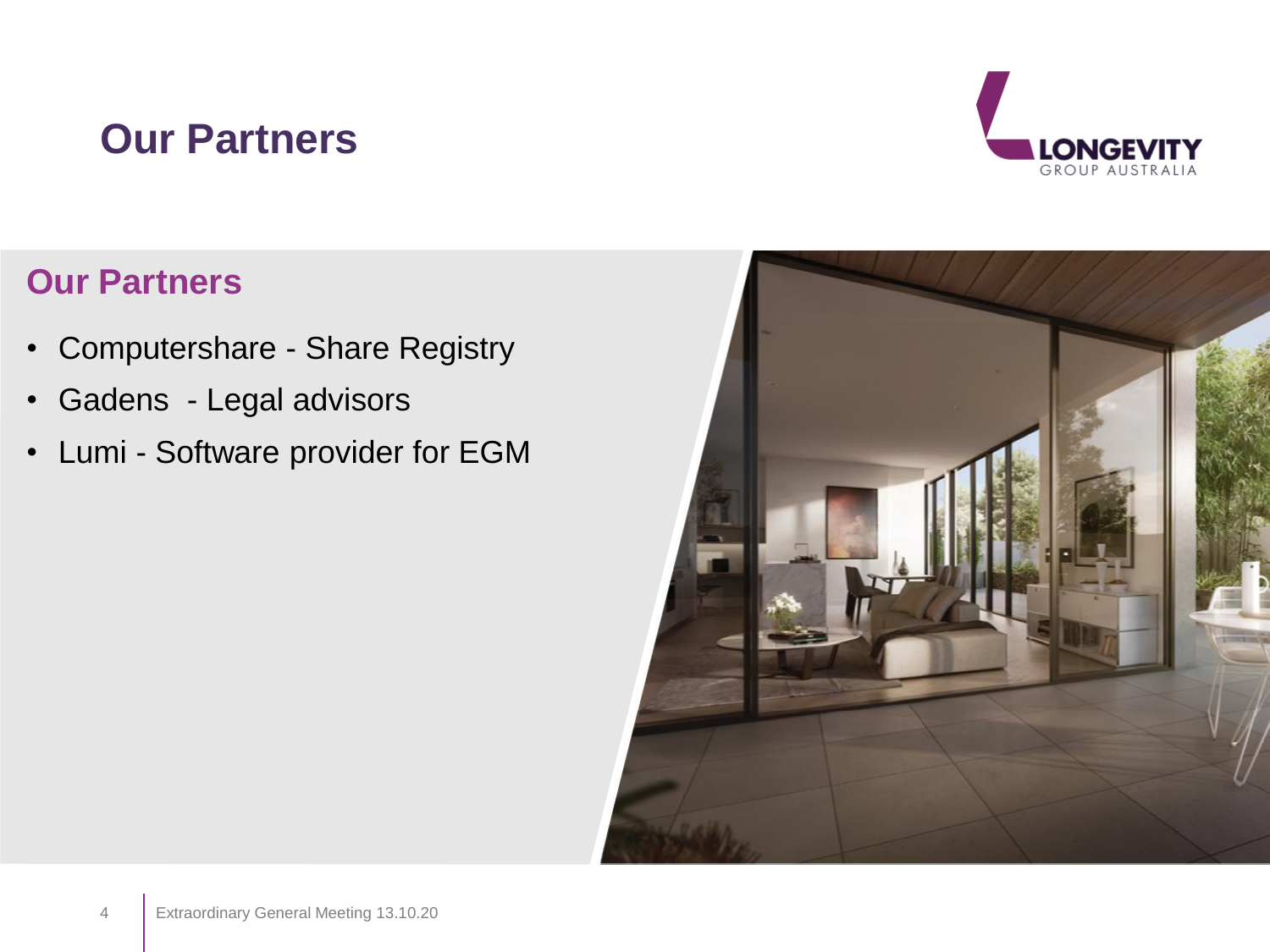# Our Partners

## Our Partners

- Computershare - Share Registry
- Gadens - Legal advisors
- Lumi - Software provider for EGM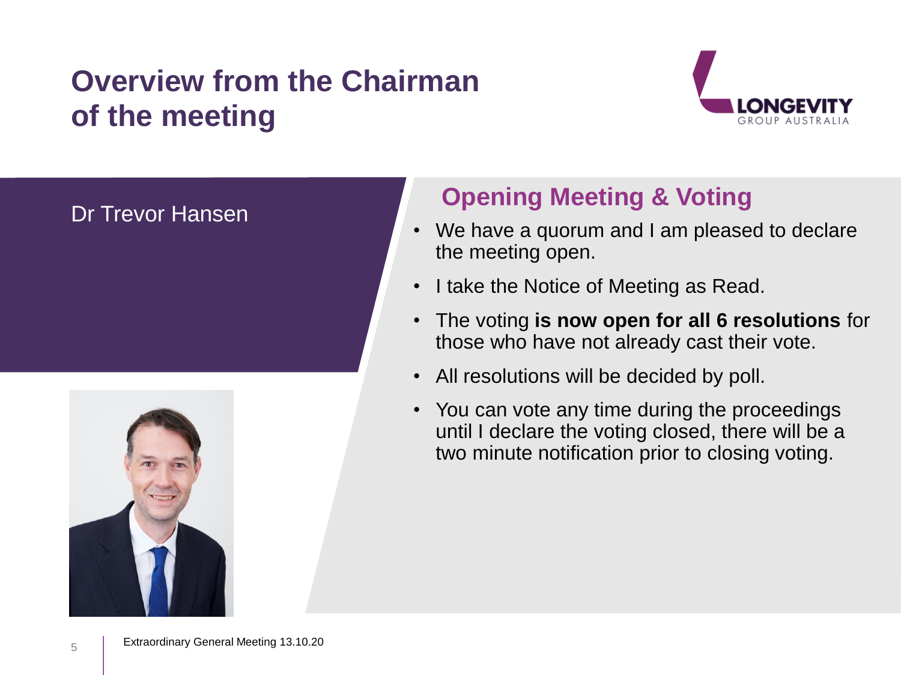# Overview from the Chairman of the meeting

Dr Trevor Hansen

## Opening Meeting & Voting

- We have a quorum and I am pleased to declare the meeting open.
- I take the Notice of Meeting as Read.
- The voting **is now open for all 6 resolutions** for those who have not already cast their vote.
- All resolutions will be decided by poll.
- You can vote any time during the proceedings until I declare the voting closed, there will be a two minute notification prior to closing voting.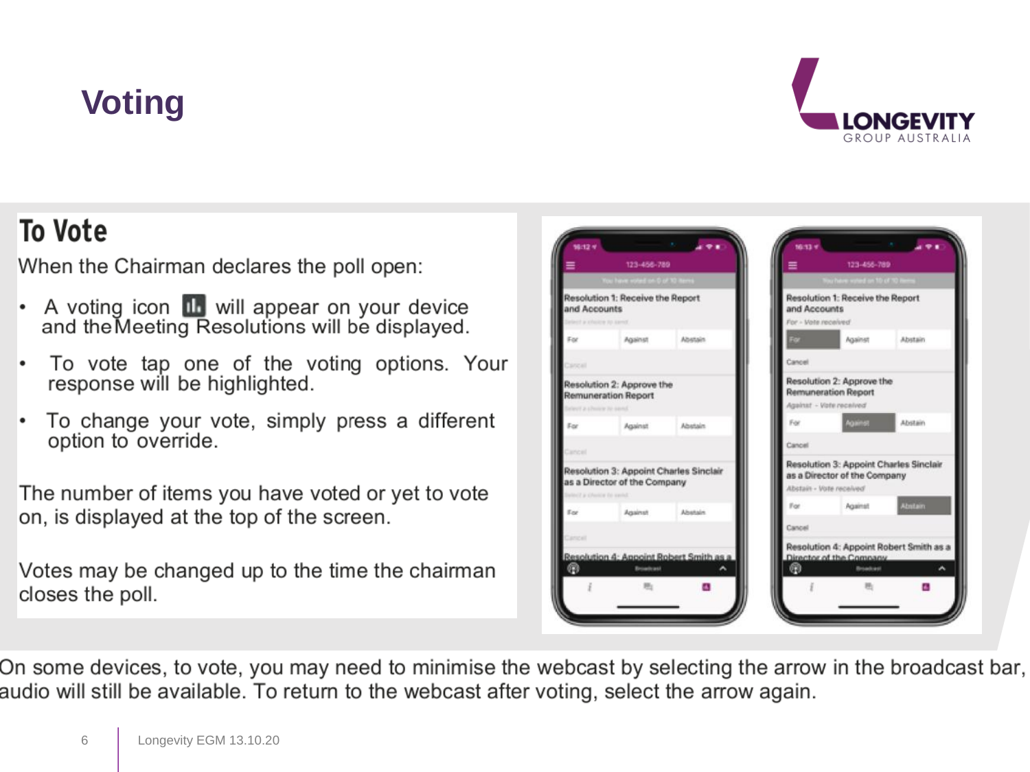# Voting

LONGEVITY GROUP AUSTRALIA

## To Vote

When the Chairman declares the poll open:

- A voting icon will appear on your device and the Meeting Resolutions will be displayed.
- To vote tap one of the voting options. Your response will be highlighted.
- To change your vote, simply press a different option to override.

The number of items you have voted or yet to vote on, is displayed at the top of the screen.

Votes may be changed up to the time the chairman closes the poll.

On some devices, to vote, you may need to minimise the webcast by selecting the arrow in the broadcast bar, audio will still be available. To return to the webcast after voting, select the arrow again.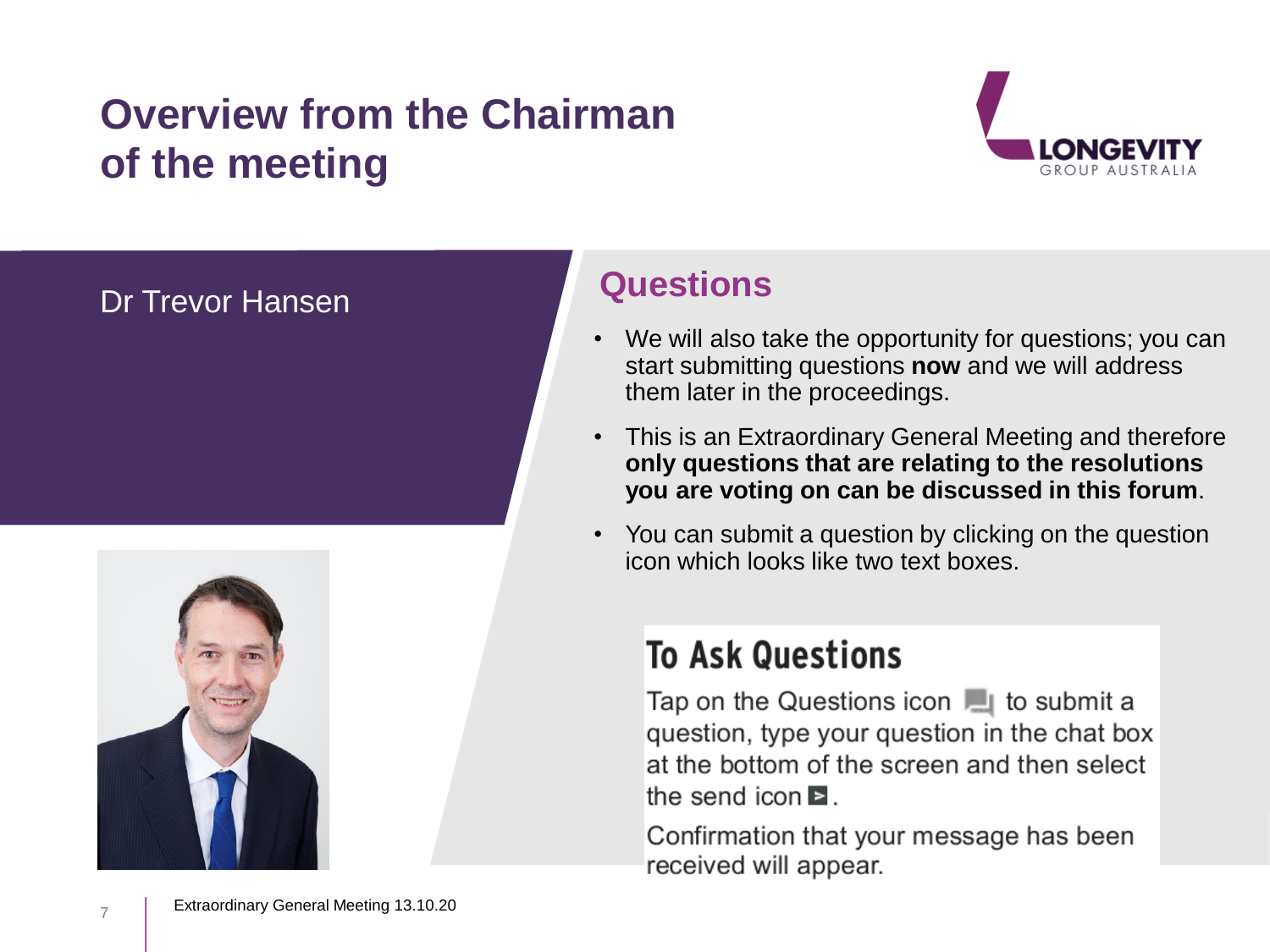# Overview from the Chairman of the meeting

Dr Trevor Hansen

## Questions

- We will also take the opportunity for questions; you can start submitting questions **now** and we will address them later in the proceedings.
- This is an Extraordinary General Meeting and therefore **only questions that are relating to the resolutions you are voting on can be discussed in this forum**.
- You can submit a question by clicking on the question icon which looks like two text boxes.

### To Ask Questions

Tap on the Questions icon to submit a question, type your question in the chat box at the bottom of the screen and then select the send icon.

Confirmation that your message has been received will appear.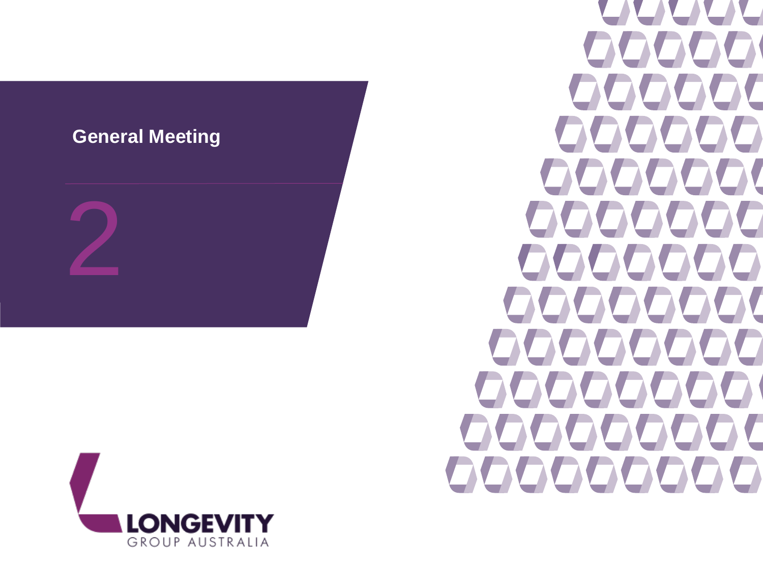# General Meeting

## 2

LONGEVITY
GROUP AUSTRALIA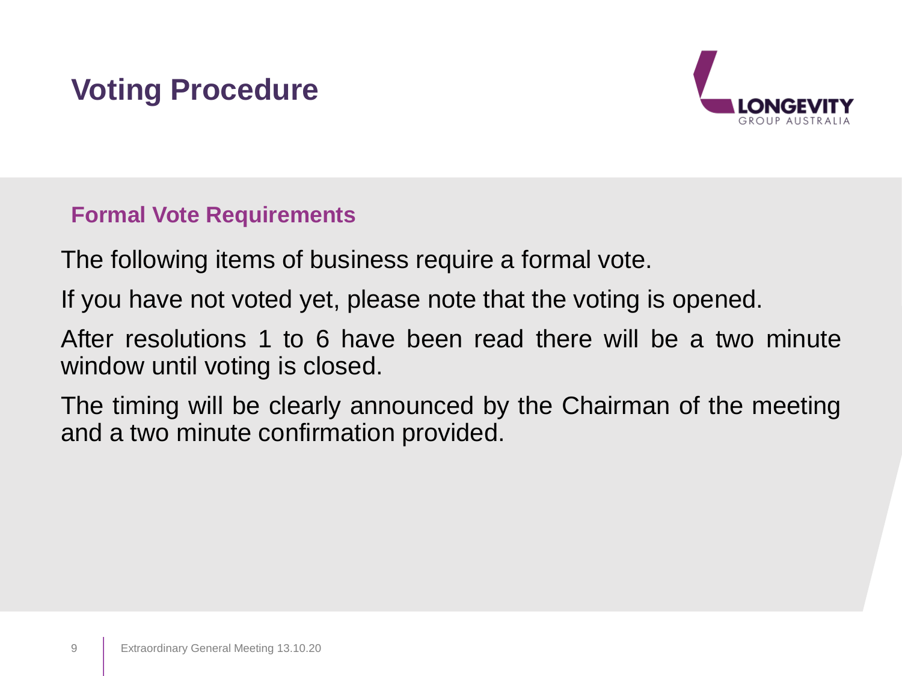# Voting Procedure

## Formal Vote Requirements

The following items of business require a formal vote.

If you have not voted yet, please note that the voting is opened.

After resolutions 1 to 6 have been read there will be a two minute window until voting is closed.

The timing will be clearly announced by the Chairman of the meeting and a two minute confirmation provided.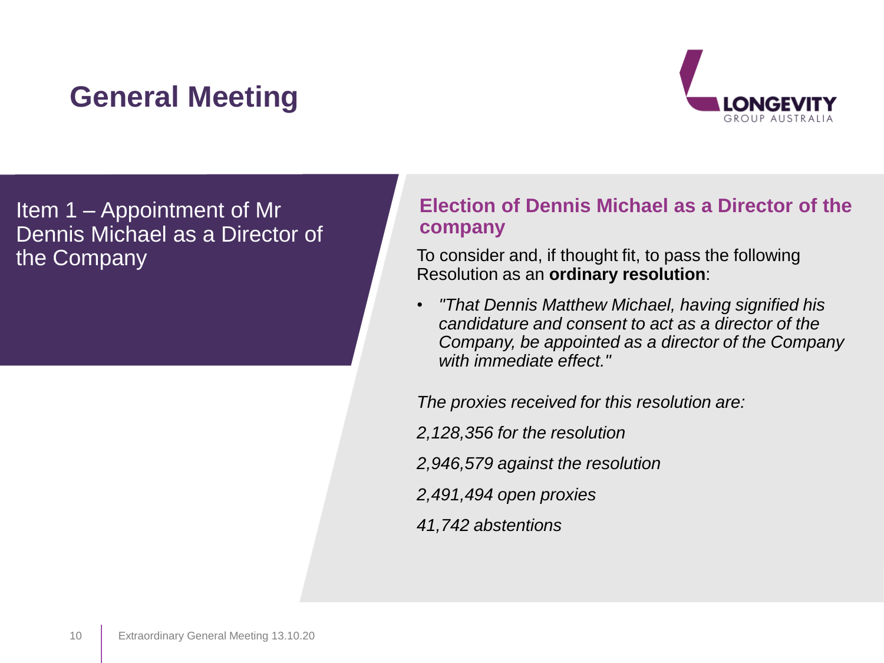# General Meeting

Item 1 – Appointment of Mr Dennis Michael as a Director of the Company

## Election of Dennis Michael as a Director of the company

To consider and, if thought fit, to pass the following Resolution as an **ordinary resolution**:

- *"That Dennis Matthew Michael, having signified his candidature and consent to act as a director of the Company, be appointed as a director of the Company with immediate effect."*

*The proxies received for this resolution are:*

*2,128,356 for the resolution*

*2,946,579 against the resolution*

*2,491,494 open proxies*

*41,742 abstentions*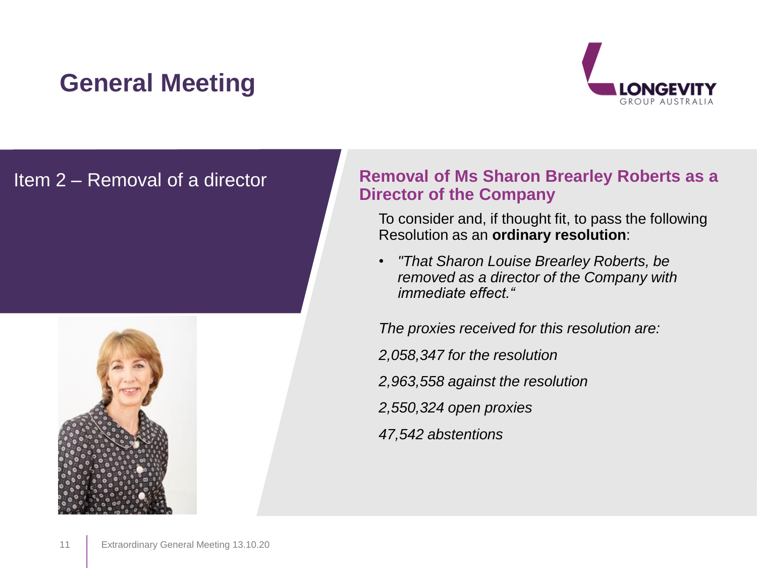# General Meeting

## Item 2 – Removal of a director

### Removal of Ms Sharon Brearley Roberts as a Director of the Company

To consider and, if thought fit, to pass the following Resolution as an **ordinary resolution**:

- *"That Sharon Louise Brearley Roberts, be removed as a director of the Company with immediate effect."*

*The proxies received for this resolution are:*

*2,058,347 for the resolution*

*2,963,558 against the resolution*

*2,550,324 open proxies*

*47,542 abstentions*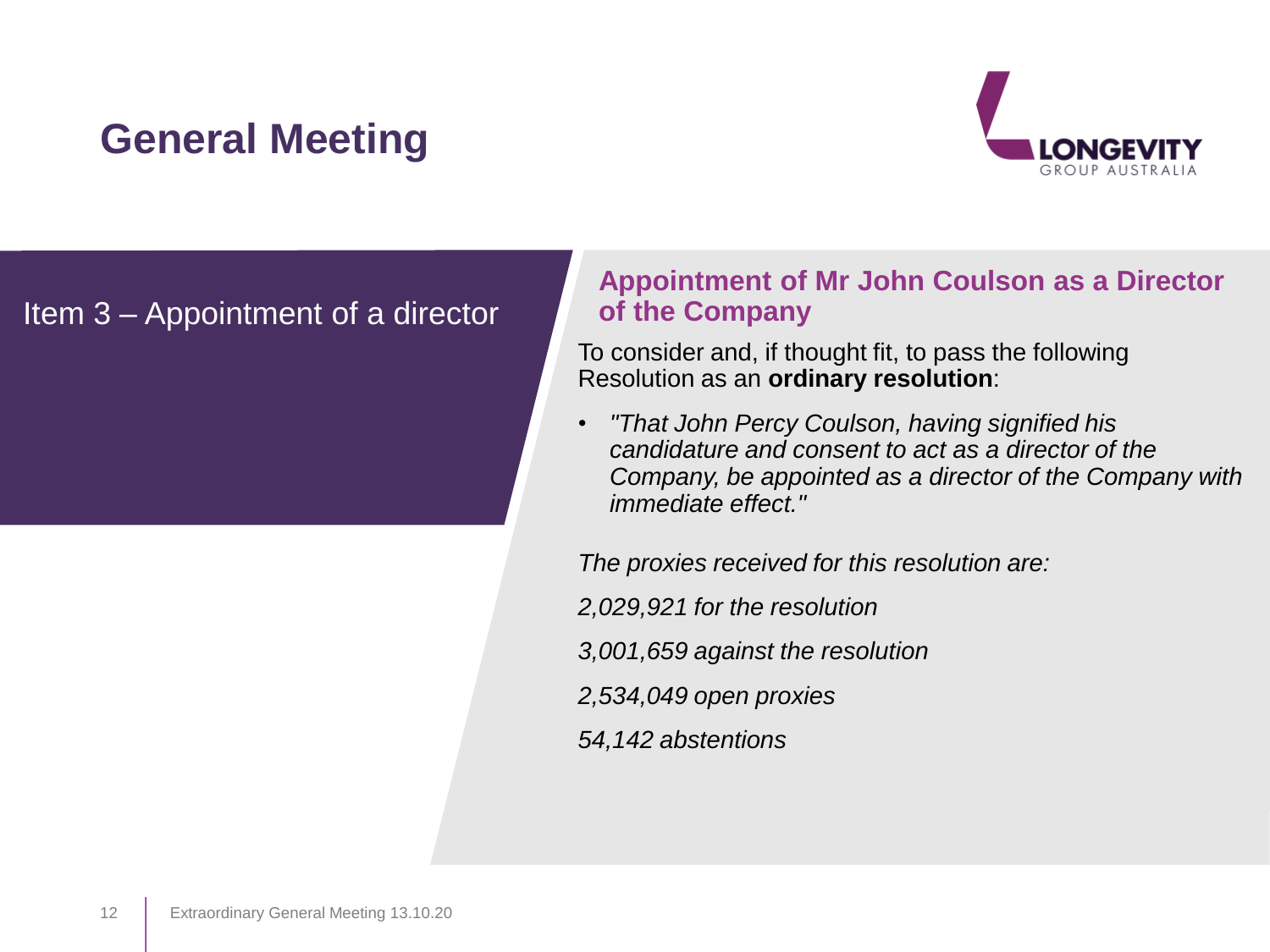# General Meeting

LONGEVITY GROUP AUSTRALIA

## Item 3 – Appointment of a director

### Appointment of Mr John Coulson as a Director of the Company

To consider and, if thought fit, to pass the following Resolution as an **ordinary resolution**:

- *"That John Percy Coulson, having signified his candidature and consent to act as a director of the Company, be appointed as a director of the Company with immediate effect."*

*The proxies received for this resolution are:*

*2,029,921 for the resolution*

*3,001,659 against the resolution*

*2,534,049 open proxies*

*54,142 abstentions*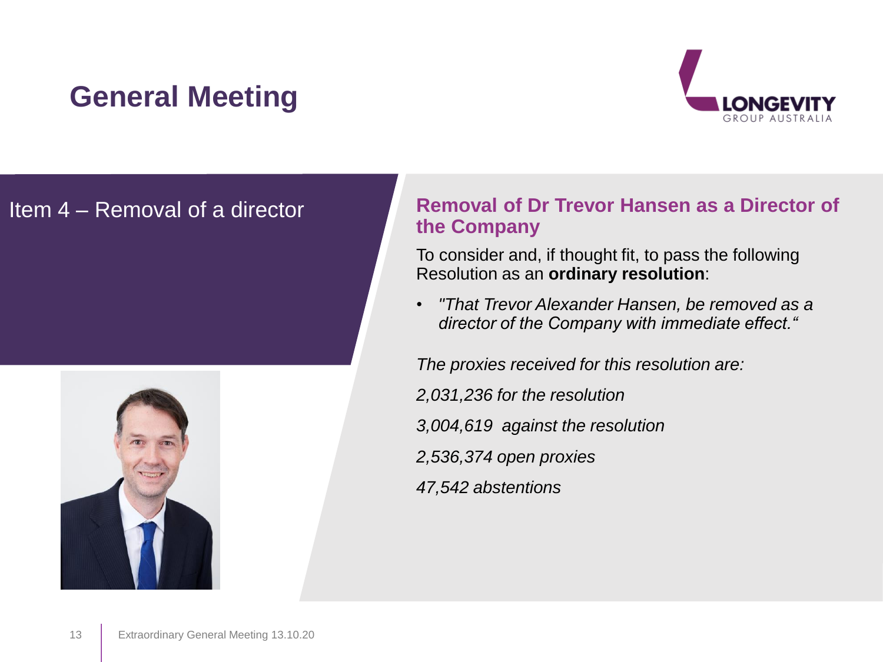# General Meeting

LONGEVITY GROUP AUSTRALIA

## Item 4 – Removal of a director

### Removal of Dr Trevor Hansen as a Director of the Company

To consider and, if thought fit, to pass the following Resolution as an **ordinary resolution**:

- *"That Trevor Alexander Hansen, be removed as a director of the Company with immediate effect."*

*The proxies received for this resolution are:*

*2,031,236 for the resolution*

*3,004,619 against the resolution*

*2,536,374 open proxies*

*47,542 abstentions*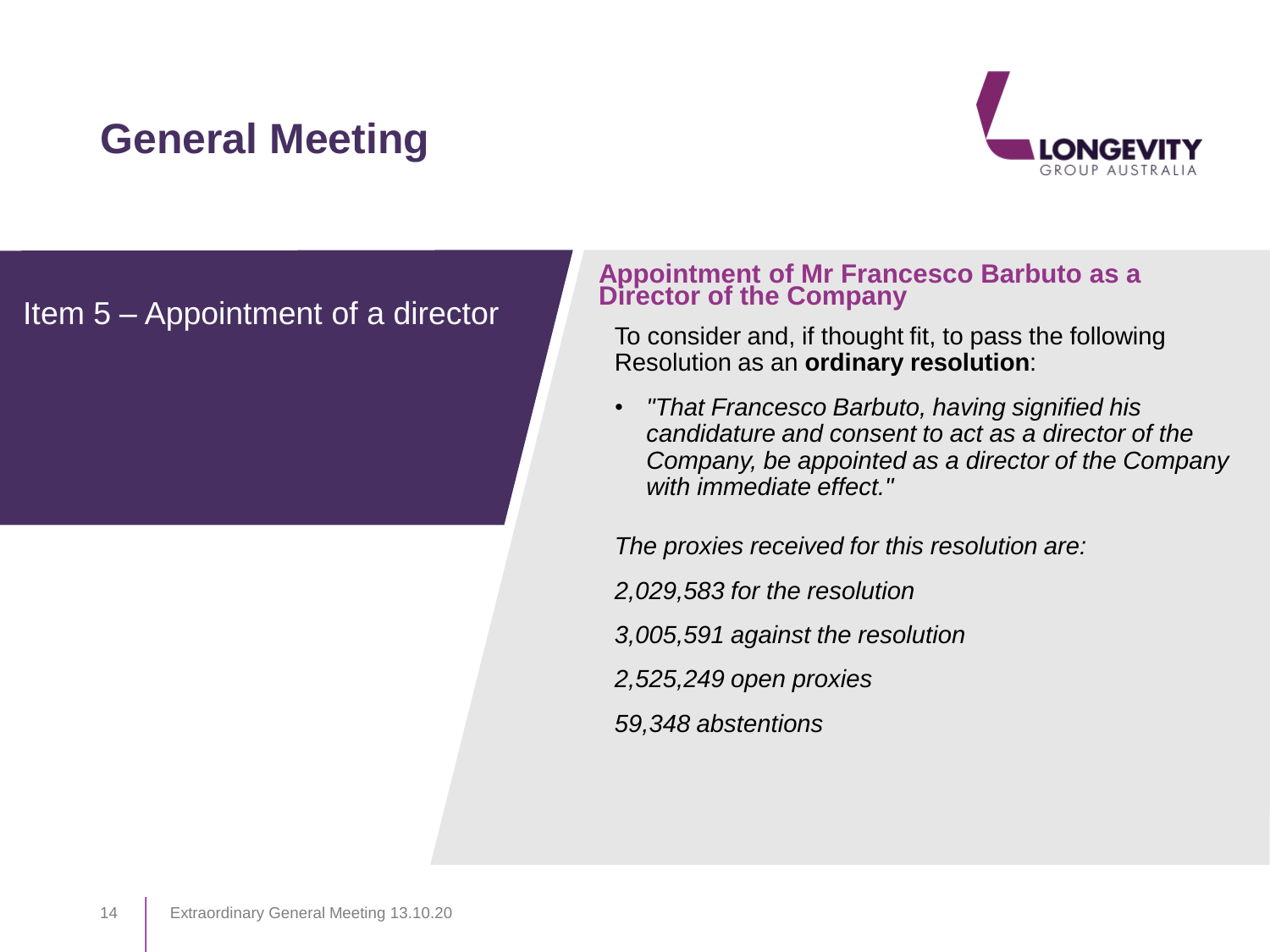# General Meeting

## Item 5 – Appointment of a director

### Appointment of Mr Francesco Barbuto as a Director of the Company

To consider and, if thought fit, to pass the following Resolution as an **ordinary resolution**:

- *"That Francesco Barbuto, having signified his candidature and consent to act as a director of the Company, be appointed as a director of the Company with immediate effect."*

*The proxies received for this resolution are:*

*2,029,583 for the resolution*

*3,005,591 against the resolution*

*2,525,249 open proxies*

*59,348 abstentions*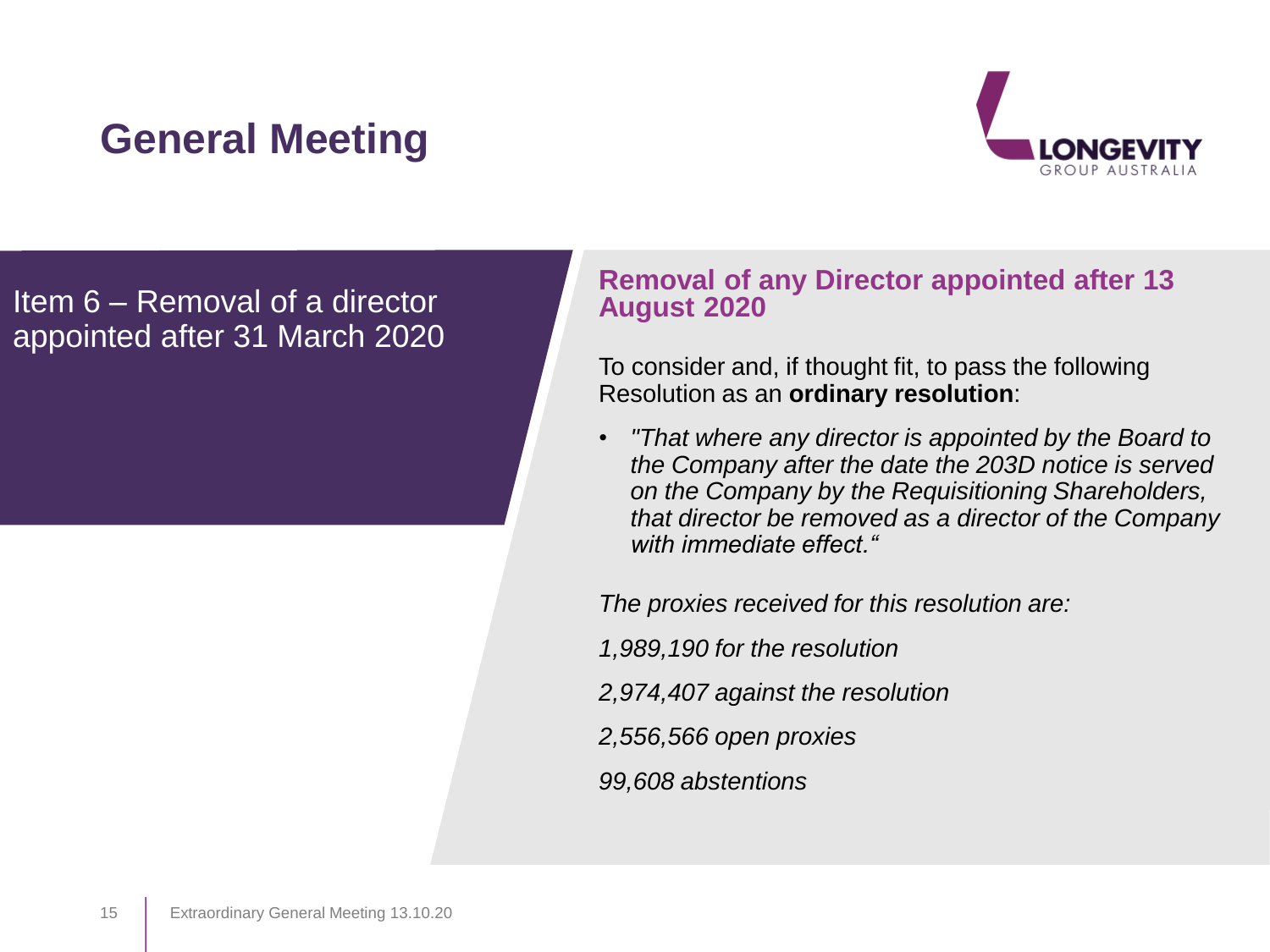# General Meeting

## Item 6 – Removal of a director appointed after 31 March 2020

### Removal of any Director appointed after 13 August 2020

To consider and, if thought fit, to pass the following Resolution as an **ordinary resolution**:

- *"That where any director is appointed by the Board to the Company after the date the 203D notice is served on the Company by the Requisitioning Shareholders, that director be removed as a director of the Company with immediate effect."*

*The proxies received for this resolution are:*

*1,989,190 for the resolution*

*2,974,407 against the resolution*

*2,556,566 open proxies*

*99,608 abstentions*

Extraordinary General Meeting 13.10.20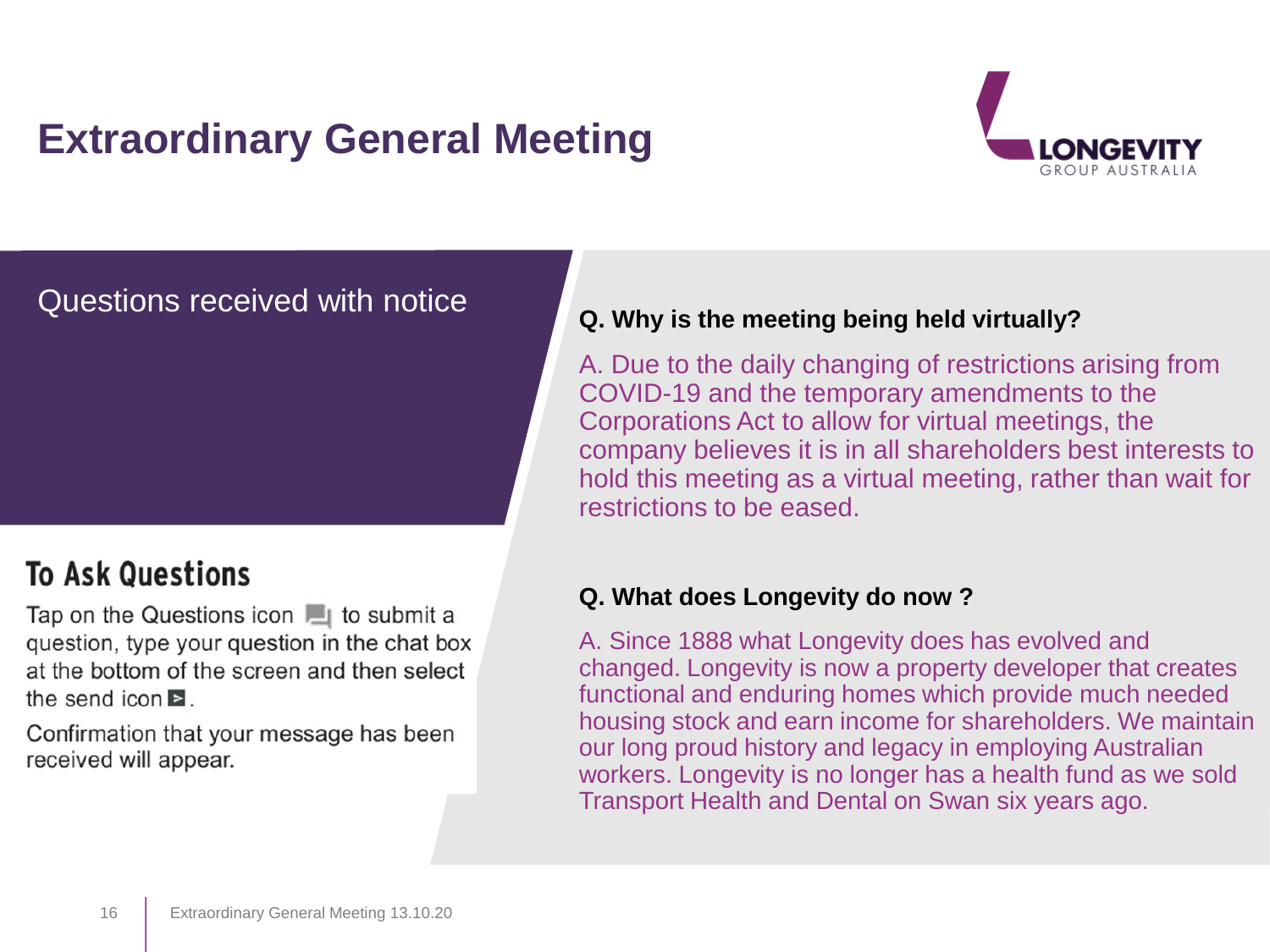# Extraordinary General Meeting

## Questions received with notice

### To Ask Questions

Tap on the Questions icon to submit a question, type your question in the chat box at the bottom of the screen and then select the send icon.

Confirmation that your message has been received will appear.

**Q. Why is the meeting being held virtually?**

A. Due to the daily changing of restrictions arising from COVID-19 and the temporary amendments to the Corporations Act to allow for virtual meetings, the company believes it is in all shareholders best interests to hold this meeting as a virtual meeting, rather than wait for restrictions to be eased.

**Q. What does Longevity do now ?**

A. Since 1888 what Longevity does has evolved and changed. Longevity is now a property developer that creates functional and enduring homes which provide much needed housing stock and earn income for shareholders. We maintain our long proud history and legacy in employing Australian workers. Longevity is no longer has a health fund as we sold Transport Health and Dental on Swan six years ago.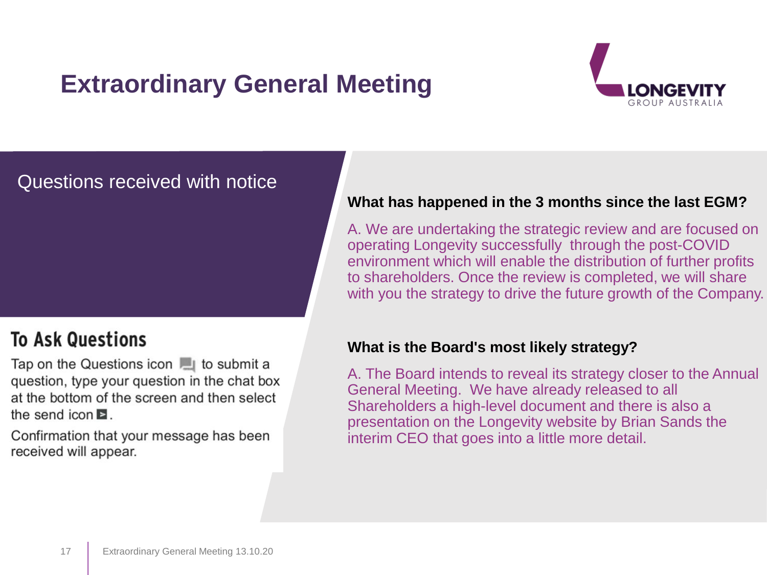# Extraordinary General Meeting

LONGEVITY GROUP AUSTRALIA

## Questions received with notice

### To Ask Questions

Tap on the Questions icon to submit a question, type your question in the chat box at the bottom of the screen and then select the send icon.

Confirmation that your message has been received will appear.

**What has happened in the 3 months since the last EGM?**

A. We are undertaking the strategic review and are focused on operating Longevity successfully through the post-COVID environment which will enable the distribution of further profits to shareholders. Once the review is completed, we will share with you the strategy to drive the future growth of the Company.

**What is the Board's most likely strategy?**

A. The Board intends to reveal its strategy closer to the Annual General Meeting. We have already released to all Shareholders a high-level document and there is also a presentation on the Longevity website by Brian Sands the interim CEO that goes into a little more detail.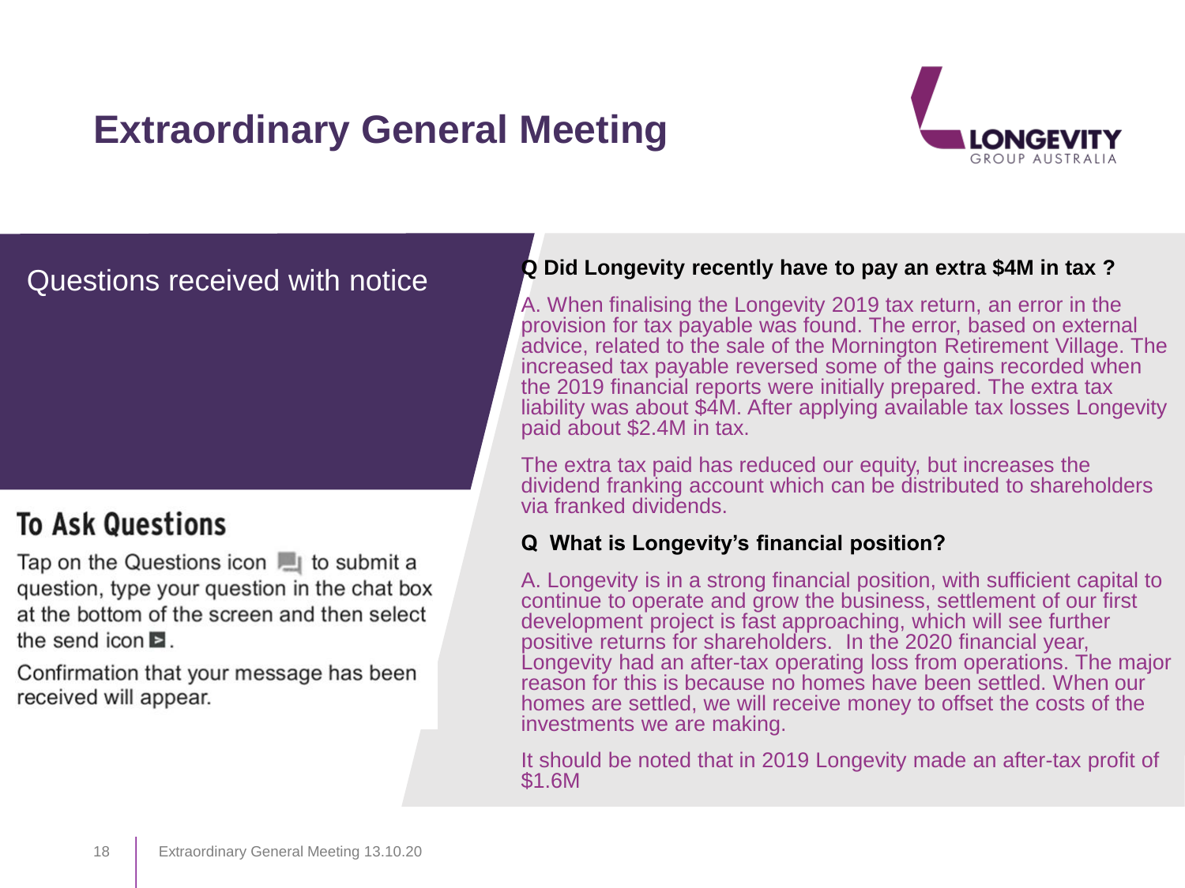# Extraordinary General Meeting

LONGEVITY
GROUP AUSTRALIA

## Questions received with notice

**Q Did Longevity recently have to pay an extra $4M in tax ?**

A. When finalising the Longevity 2019 tax return, an error in the provision for tax payable was found. The error, based on external advice, related to the sale of the Mornington Retirement Village. The increased tax payable reversed some of the gains recorded when the 2019 financial reports were initially prepared. The extra tax liability was about $4M. After applying available tax losses Longevity paid about $2.4M in tax.

The extra tax paid has reduced our equity, but increases the dividend franking account which can be distributed to shareholders via franked dividends.

**Q What is Longevity's financial position?**

A. Longevity is in a strong financial position, with sufficient capital to continue to operate and grow the business, settlement of our first development project is fast approaching, which will see further positive returns for shareholders. In the 2020 financial year, Longevity had an after-tax operating loss from operations. The major reason for this is because no homes have been settled. When our homes are settled, we will receive money to offset the costs of the investments we are making.

It should be noted that in 2019 Longevity made an after-tax profit of $1.6M

## To Ask Questions

Tap on the Questions icon to submit a question, type your question in the chat box at the bottom of the screen and then select the send icon.

Confirmation that your message has been received will appear.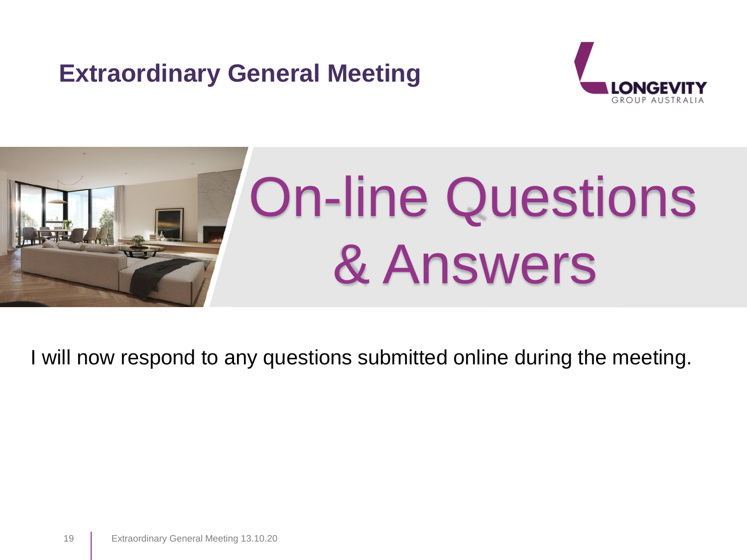# Extraordinary General Meeting

LONGEVITY GROUP AUSTRALIA

## On-line Questions & Answers

I will now respond to any questions submitted online during the meeting.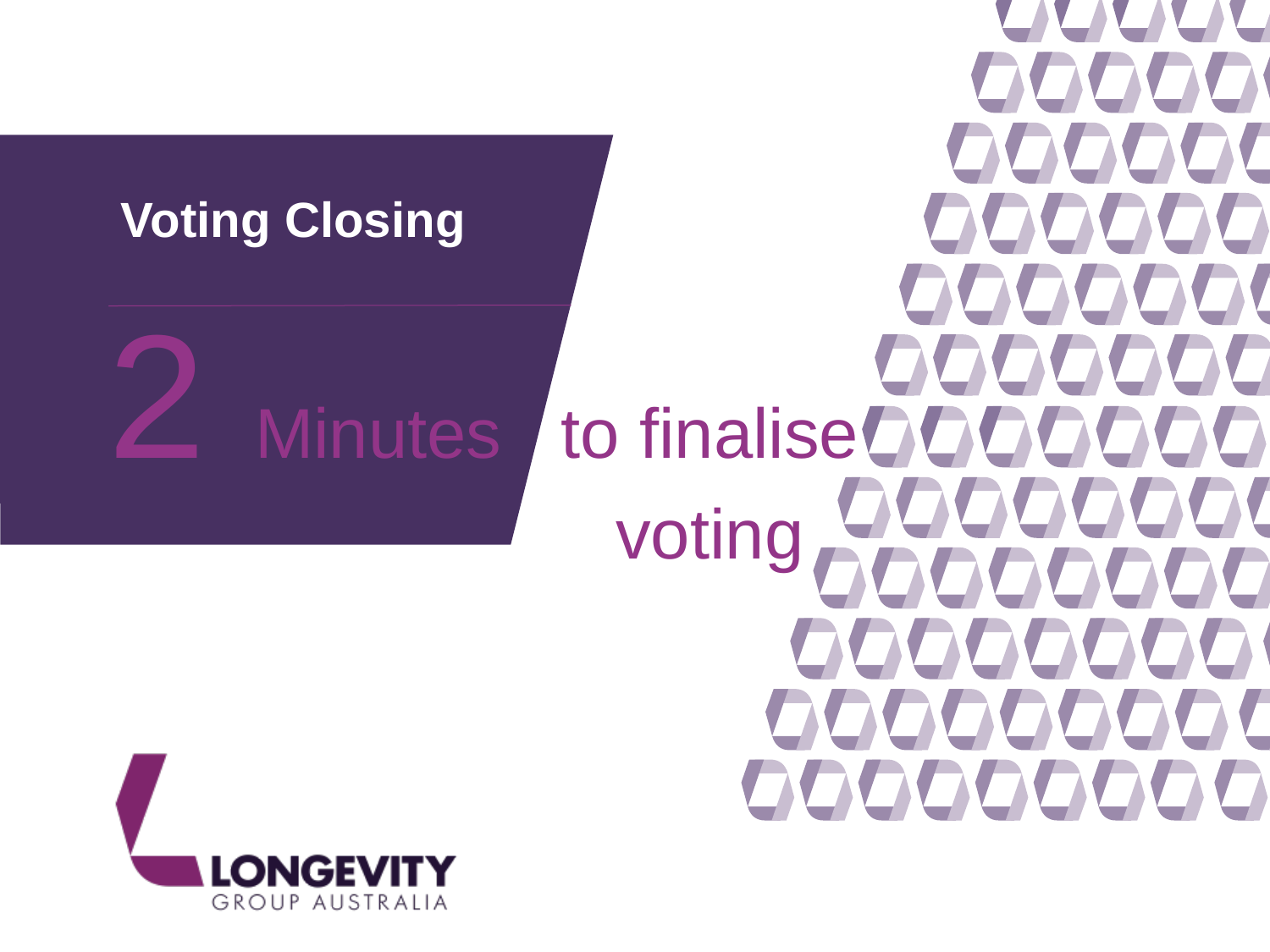## Voting Closing

2 Minutes to finalise voting

LONGEVITY GROUP AUSTRALIA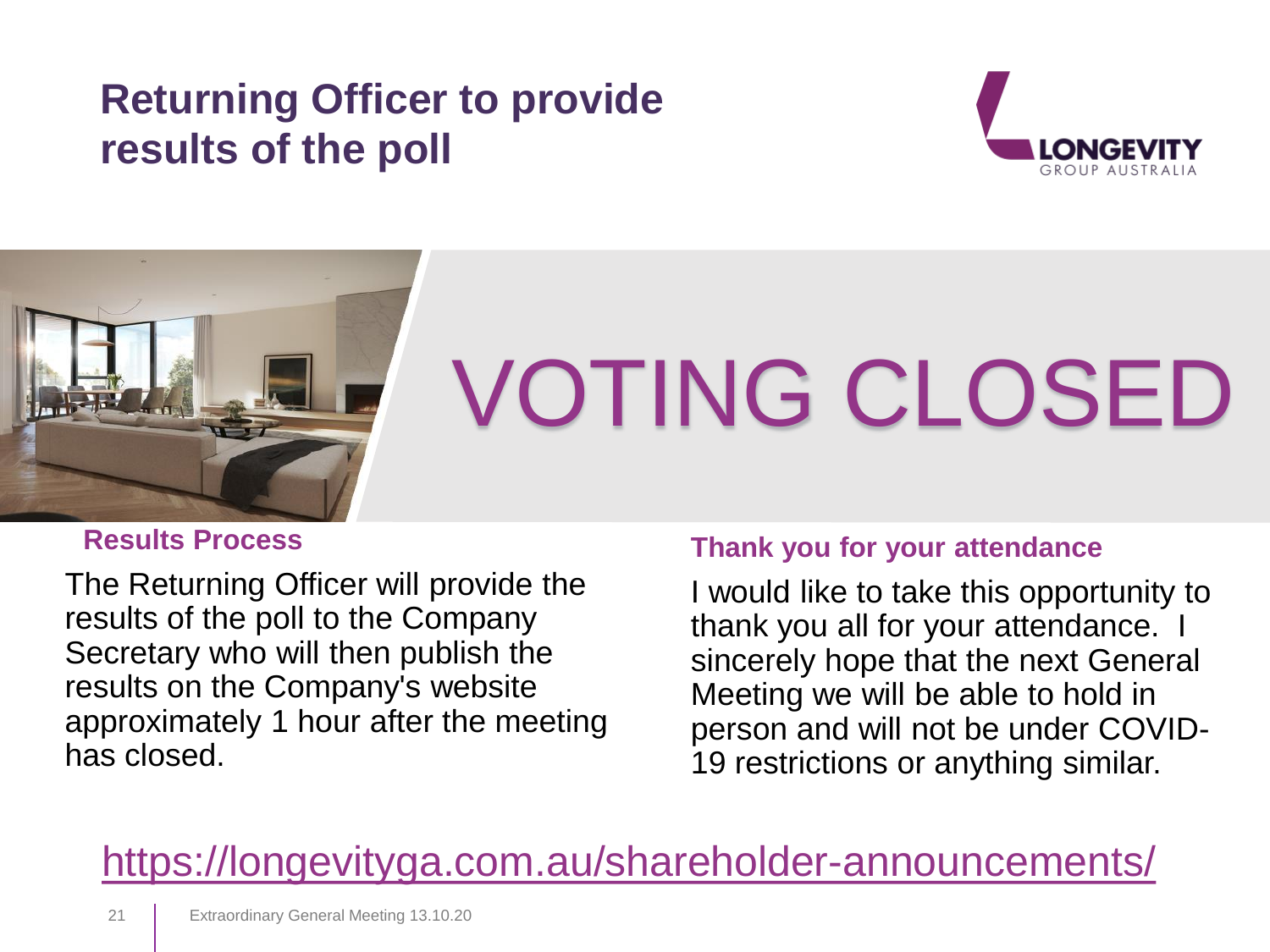# Returning Officer to provide results of the poll

LONGEVITY GROUP AUSTRALIA

VOTING CLOSED

## Results Process

The Returning Officer will provide the results of the poll to the Company Secretary who will then publish the results on the Company's website approximately 1 hour after the meeting has closed.

## Thank you for your attendance

I would like to take this opportunity to thank you all for your attendance. I sincerely hope that the next General Meeting we will be able to hold in person and will not be under COVID-19 restrictions or anything similar.

https://longevityga.com.au/shareholder-announcements/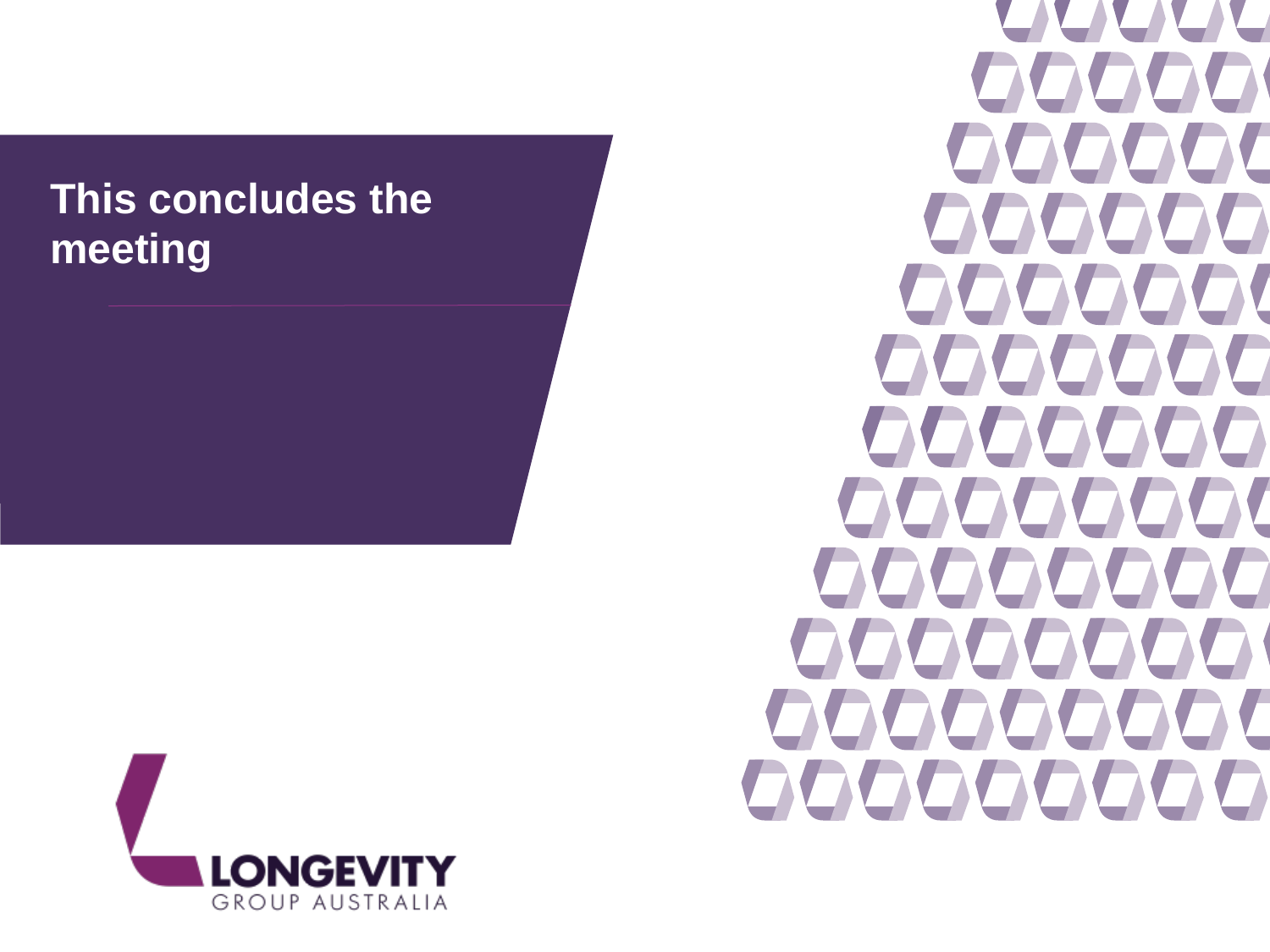# This concludes the meeting

LONGEVITY

GROUP AUSTRALIA